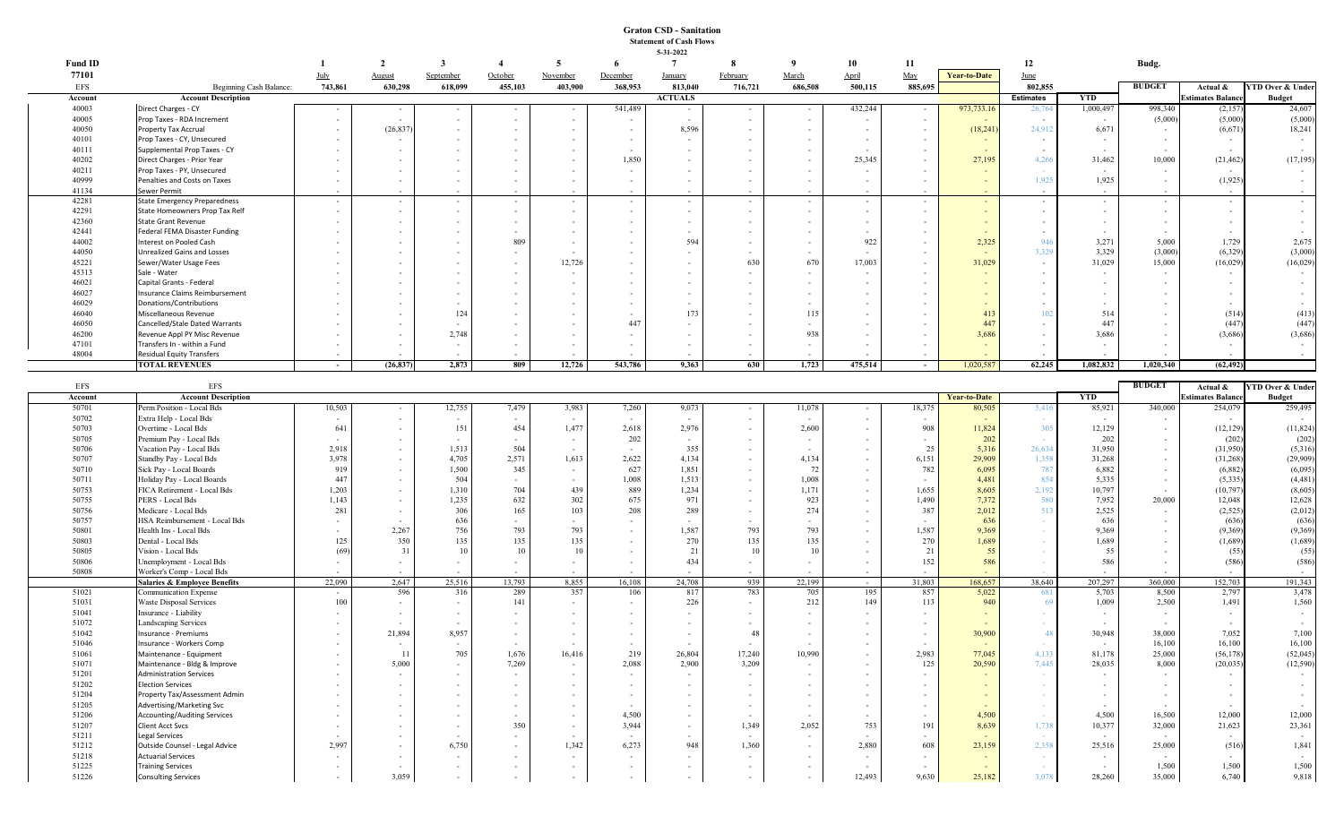# Graton CSD - Sanitation

**Statement of Cash Flows**

**5-31-2022**

| Fund ID | | 1 | 2 | 3 | 4 | 5 | 6 | 7 | 8 | 9 | 10 | 11 | | 12 | | Budg. | | |
|---|---|---|---|---|---|---|---|---|---|---|---|---|---|---|---|---|---|---|
| 77101 | | July | August | September | October | November | December | January | February | March | April | May | Year-to-Date | June | | | | |
| EFS | Beginning Cash Balance: | 743,861 | 630,298 | 618,099 | 455,103 | 403,900 | 368,953 | 813,040 | 716,721 | 686,508 | 500,115 | 885,695 | | 802,855 | | BUDGET | Actual & | YTD Over & Under |
| Account | Account Description | | | | | | | ACTUALS | | | | | | Estimates | YTD | | Estimates Balance | Budget |
| 40003 | Direct Charges - CY | - | - | - | - | - | 541,489 | - | - | - | 432,244 | - | 973,733.16 | 26,764 | 1,000,497 | 998,340 | (2,157) | 24,607 |
| 40005 | Prop Taxes - RDA Increment | - | - | - | - | - | - | - | - | - | - | - | - | - | - | (5,000) | (5,000) | (5,000) |
| 40050 | Property Tax Accrual | - | (26,837) | - | - | - | - | 8,596 | - | - | - | - | (18,241) | 24,912 | 6,671 | - | (6,671) | 18,241 |
| 40101 | Prop Taxes - CY, Unsecured | - | - | - | - | - | - | - | - | - | - | - | - | - | - | - | - | - |
| 40111 | Supplemental Prop Taxes - CY | - | - | - | - | - | - | - | - | - | - | - | - | - | - | - | - | - |
| 40202 | Direct Charges - Prior Year | - | - | - | - | - | 1,850 | - | - | - | 25,345 | - | 27,195 | 4,266 | 31,462 | 10,000 | (21,462) | (17,195) |
| 40211 | Prop Taxes - PY, Unsecured | - | - | - | - | - | - | - | - | - | - | - | - | - | - | - | - | - |
| 40999 | Penalties and Costs on Taxes | - | - | - | - | - | - | - | - | - | - | - | - | 1,925 | 1,925 | - | (1,925) | - |
| 41134 | Sewer Permit | - | - | - | - | - | - | - | - | - | - | - | - | - | - | - | - | - |
| 42281 | State Emergency Preparedness | - | - | - | - | - | - | - | - | - | - | - | - | - | - | - | - | - |
| 42291 | State Homeowners Prop Tax Relf | - | - | - | - | - | - | - | - | - | - | - | - | - | - | - | - | - |
| 42360 | State Grant Revenue | - | - | - | - | - | - | - | - | - | - | - | - | - | - | - | - | - |
| 42441 | Federal FEMA Disaster Funding | - | - | - | - | - | - | - | - | - | - | - | - | - | - | - | - | - |
| 44002 | Interest on Pooled Cash | - | - | - | 809 | - | - | 594 | - | - | 922 | - | 2,325 | 946 | 3,271 | 5,000 | 1,729 | 2,675 |
| 44050 | Unrealized Gains and Losses | - | - | - | - | - | - | - | - | - | - | - | - | 3,329 | 3,329 | (3,000) | (6,329) | (3,000) |
| 45221 | Sewer/Water Usage Fees | - | - | - | - | 12,726 | - | - | 630 | 670 | 17,003 | - | 31,029 | - | 31,029 | 15,000 | (16,029) | (16,029) |
| 45313 | Sale - Water | - | - | - | - | - | - | - | - | - | - | - | - | - | - | - | - | - |
| 46021 | Capital Grants - Federal | - | - | - | - | - | - | - | - | - | - | - | - | - | - | - | - | - |
| 46027 | Insurance Claims Reimbursement | - | - | - | - | - | - | - | - | - | - | - | - | - | - | - | - | - |
| 46029 | Donations/Contributions | - | - | - | - | - | - | - | - | - | - | - | - | - | - | - | - | - |
| 46040 | Miscellaneous Revenue | - | - | 124 | - | - | - | 173 | - | 115 | - | - | 413 | 102 | 514 | - | (514) | (413) |
| 46050 | Cancelled/Stale Dated Warrants | - | - | - | - | - | 447 | - | - | - | - | - | 447 | - | 447 | - | (447) | (447) |
| 46200 | Revenue Appl PY Misc Revenue | - | - | 2,748 | - | - | - | - | - | 938 | - | - | 3,686 | - | 3,686 | - | (3,686) | (3,686) |
| 47101 | Transfers In - within a Fund | - | - | - | - | - | - | - | - | - | - | - | - | - | - | - | - | - |
| 48004 | Residual Equity Transfers | - | - | - | - | - | - | - | - | - | - | - | - | - | - | - | - | - |
| | **TOTAL REVENUES** | **-** | **(26,837)** | **2,873** | **809** | **12,726** | **543,786** | **9,363** | **630** | **1,723** | **475,514** | **-** | **1,020,587** | **62,245** | **1,082,832** | **1,020,340** | **(62,492)** | |
| EFS | EFS | | | | | | | | | | | | | | | BUDGET | Actual & | YTD Over & Under |
| Account | Account Description | | | | | | | | | | | | Year-to-Date | | YTD | | Estimates Balance | Budget |
| 50701 | Perm Position - Local Bds | 10,503 | - | 12,755 | 7,479 | 3,983 | 7,260 | 9,073 | - | 11,078 | - | 18,375 | 80,505 | 5,416 | 85,921 | 340,000 | 254,079 | 259,495 |
| 50702 | Extra Help - Local Bds | - | - | - | - | - | - | - | - | - | - | - | - | - | - | - | - | - |
| 50703 | Overtime - Local Bds | 641 | - | 151 | 454 | 1,477 | 2,618 | 2,976 | - | 2,600 | - | 908 | 11,824 | 305 | 12,129 | - | (12,129) | (11,824) |
| 50705 | Premium Pay - Local Bds | - | - | - | - | - | 202 | - | - | - | - | - | 202 | - | 202 | - | (202) | (202) |
| 50706 | Vacation Pay - Local Bds | 2,918 | - | 1,513 | 504 | - | - | 355 | - | - | - | 25 | 5,316 | 26,634 | 31,950 | - | (31,950) | (5,316) |
| 50707 | Standby Pay - Local Bds | 3,978 | - | 4,705 | 2,571 | 1,613 | 2,622 | 4,134 | - | 4,134 | - | 6,151 | 29,909 | 1,358 | 31,268 | - | (31,268) | (29,909) |
| 50710 | Sick Pay - Local Boards | 919 | - | 1,500 | 345 | - | 627 | 1,851 | - | 72 | - | 782 | 6,095 | 787 | 6,882 | - | (6,882) | (6,095) |
| 50711 | Holiday Pay - Local Boards | 447 | - | 504 | - | - | 1,008 | 1,513 | - | 1,008 | - | - | 4,481 | 854 | 5,335 | - | (5,335) | (4,481) |
| 50753 | FICA Retirement - Local Bds | 1,203 | - | 1,310 | 704 | 439 | 889 | 1,234 | - | 1,171 | - | 1,655 | 8,605 | 2,192 | 10,797 | - | (10,797) | (8,605) |
| 50755 | PERS - Local Bds | 1,143 | - | 1,235 | 632 | 302 | 675 | 971 | - | 923 | - | 1,490 | 7,372 | 580 | 7,952 | 20,000 | 12,048 | 12,628 |
| 50756 | Medicare - Local Bds | 281 | - | 306 | 165 | 103 | 208 | 289 | - | 274 | - | 387 | 2,012 | 513 | 2,525 | - | (2,525) | (2,012) |
| 50757 | HSA Reimbursement - Local Bds | - | - | 636 | - | - | - | - | - | - | - | - | 636 | - | 636 | - | (636) | (636) |
| 50801 | Health Ins - Local Bds | - | 2,267 | 756 | 793 | 793 | - | 1,587 | 793 | 793 | - | 1,587 | 9,369 | - | 9,369 | - | (9,369) | (9,369) |
| 50803 | Dental - Local Bds | 125 | 350 | 135 | 135 | 135 | - | 270 | 135 | 135 | - | 270 | 1,689 | - | 1,689 | - | (1,689) | (1,689) |
| 50805 | Vision - Local Bds | (69) | 31 | 10 | 10 | 10 | - | 21 | 10 | 10 | - | 21 | 55 | - | 55 | - | (55) | (55) |
| 50806 | Unemployment - Local Bds | - | - | - | - | - | - | 434 | - | - | - | 152 | 586 | - | 586 | - | (586) | (586) |
| 50808 | Worker's Comp - Local Bds | - | - | - | - | - | - | - | - | - | - | - | - | - | - | - | - | - |
| | **Salaries & Employee Benefits** | 22,090 | 2,647 | 25,516 | 13,793 | 8,855 | 16,108 | 24,708 | 939 | 22,199 | - | 31,803 | 168,657 | 38,640 | 207,297 | 360,000 | 152,703 | 191,343 |
| 51021 | Communication Expense | - | 596 | 316 | 289 | 357 | 106 | 817 | 783 | 705 | 195 | 857 | 5,022 | 681 | 5,703 | 8,500 | 2,797 | 3,478 |
| 51031 | Waste Disposal Services | 100 | - | - | 141 | - | - | 226 | - | 212 | 149 | 113 | 940 | 69 | 1,009 | 2,500 | 1,491 | 1,560 |
| 51041 | Insurance - Liability | - | - | - | - | - | - | - | - | - | - | - | - | - | - | - | - | - |
| 51072 | Landscaping Services | - | - | - | - | - | - | - | - | - | - | - | - | - | - | - | - | - |
| 51042 | Insurance - Premiums | - | 21,894 | 8,957 | - | - | - | - | 48 | - | - | - | 30,900 | 48 | 30,948 | 38,000 | 7,052 | 7,100 |
| 51046 | Insurance - Workers Comp | - | - | - | - | - | - | - | - | - | - | - | - | - | - | 16,100 | 16,100 | 16,100 |
| 51061 | Maintenance - Equipment | - | 11 | 705 | 1,676 | 16,416 | 219 | 26,804 | 17,240 | 10,990 | - | 2,983 | 77,045 | 4,133 | 81,178 | 25,000 | (56,178) | (52,045) |
| 51071 | Maintenance - Bldg & Improve | - | 5,000 | - | 7,269 | - | 2,088 | 2,900 | 3,209 | - | - | 125 | 20,590 | 7,445 | 28,035 | 8,000 | (20,035) | (12,590) |
| 51201 | Administration Services | - | - | - | - | - | - | - | - | - | - | - | - | - | - | - | - | - |
| 51202 | Election Services | - | - | - | - | - | - | - | - | - | - | - | - | - | - | - | - | - |
| 51204 | Property Tax/Assessment Admin | - | - | - | - | - | - | - | - | - | - | - | - | - | - | - | - | - |
| 51205 | Advertising/Marketing Svc | - | - | - | - | - | - | - | - | - | - | - | - | - | - | - | - | - |
| 51206 | Accounting/Auditing Services | - | - | - | - | - | 4,500 | - | - | - | - | - | 4,500 | - | 4,500 | 16,500 | 12,000 | 12,000 |
| 51207 | Client Acct Svcs | - | - | - | 350 | - | 3,944 | - | 1,349 | 2,052 | 753 | 191 | 8,639 | 1,738 | 10,377 | 32,000 | 21,623 | 23,361 |
| 51211 | Legal Services | - | - | - | - | - | - | - | - | - | - | - | - | - | - | - | - | - |
| 51212 | Outside Counsel - Legal Advice | 2,997 | - | 6,750 | - | 1,342 | 6,273 | 948 | 1,360 | - | 2,880 | 608 | 23,159 | 2,358 | 25,516 | 25,000 | (516) | 1,841 |
| 51218 | Actuarial Services | - | - | - | - | - | - | - | - | - | - | - | - | - | - | - | - | - |
| 51225 | Training Services | - | - | - | - | - | - | - | - | - | - | - | - | - | - | 1,500 | 1,500 | 1,500 |
| 51226 | Consulting Services | - | 3,059 | - | - | - | - | - | - | - | 12,493 | 9,630 | 25,182 | 3,078 | 28,260 | 35,000 | 6,740 | 9,818 |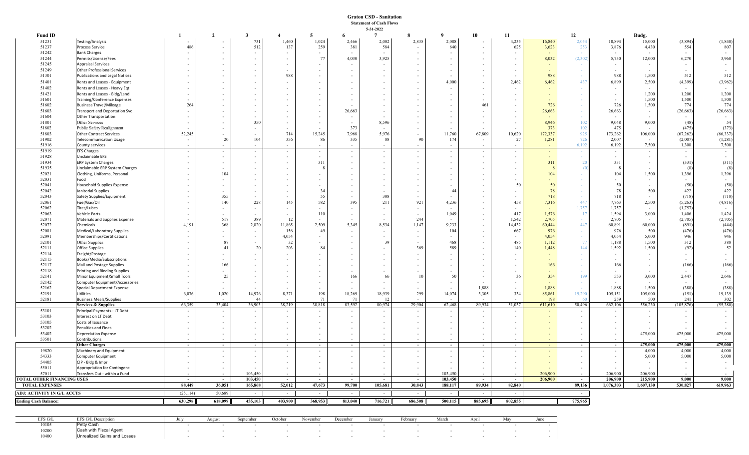**Graton CSD - Sanitation**

**Statement of Cash Flows**

**5-31-2022**

| Fund ID | | 1 | 2 | 3 | 4 | 5 | 6 | 7 | 8 | 9 | 10 | 11 | | 12 | | Budg. | | |
|---|---|---|---|---|---|---|---|---|---|---|---|---|---|---|---|---|---|---|
| 51231 | Testing/Analysis | - | - | 731 | 1,460 | 1,024 | 2,466 | 2,002 | 2,835 | 2,088 | - | 4,235 | 16,840 | 2,054 | 18,894 | 15,000 | (3,894) | (1,840) |
| 51237 | Process Service | 486 | - | 512 | 137 | 259 | 381 | 584 | - | 640 | - | 625 | 3,623 | 253 | 3,876 | 4,430 | 554 | 807 |
| 51242 | Bank Charges | - | - | - | - | - | - | - | - | - | - | - | - | - | - | - | - | - |
| 51244 | Permits/License/Fees | - | - | - | - | 77 | 4,030 | 3,925 | - | - | - | - | 8,032 | (2,302) | 5,730 | 12,000 | 6,270 | 3,968 |
| 51245 | Appraisal Services | - | - | - | - | - | - | - | - | - | - | - | - | - | - | - | - | - |
| 51249 | Other Professional Services | - | - | - | - | - | - | - | - | - | - | - | - | - | - | - | - | - |
| 51301 | Publications and Legal Notices | - | - | - | 988 | - | - | - | - | - | - | - | 988 | - | 988 | 1,500 | 512 | 512 |
| 51401 | Rents and Leases - Equipment | - | - | - | - | - | - | - | - | 4,000 | - | 2,462 | 6,462 | 437 | 6,899 | 2,500 | (4,399) | (3,962) |
| 51402 | Rents and Leases - Heavy Eqt | - | - | - | - | - | - | - | - | - | - | - | - | - | - | - | - | - |
| 51421 | Rents and Leases - Bldg/Land | - | - | - | - | - | - | - | - | - | - | - | - | - | - | 1,200 | 1,200 | 1,200 |
| 51601 | Training/Conference Expenses | - | - | - | - | - | - | - | - | - | - | - | - | - | - | 1,500 | 1,500 | 1,500 |
| 51602 | Business Travel/Mileage | 264 | - | - | - | - | - | - | - | - | 461 | - | 726 | - | 726 | 1,500 | 774 | 774 |
| 51603 | Transport and Deportation Svc | - | - | - | - | - | 26,663 | - | - | - | - | - | 26,663 | - | 26,663 | - | (26,663) | (26,663) |
| 51604 | Other Transportation | - | - | - | - | - | - | - | - | - | - | - | - | - | - | - | - | - |
| 51801 | Other Services | - | - | 350 | - | - | - | 8,596 | - | - | - | - | 8,946 | 102 | 9,048 | 9,000 | (48) | 54 |
| 51802 | Public Safety Realignment | - | - | - | - | - | 373 | - | - | - | - | - | 373 | 102 | 475 | - | (475) | (373) |
| 51803 | Other Contract Services | 52,245 | - | - | 714 | 15,245 | 7,968 | 5,976 | - | 11,760 | 67,809 | 10,620 | 172,337 | 925 | 173,262 | 106,000 | (67,262) | (66,337) |
| 51902 | Telecommunication Usage | - | 20 | 104 | 356 | 86 | 335 | 88 | 90 | 174 | - | 27 | 1,281 | 726 | 2,007 | - | (2,007) | (1,281) |
| 51916 | County services | - | - | - | - | - | - | - | - | - | - | - | - | 6,192 | 6,192 | 7,500 | 1,308 | 7,500 |
| 51919 | EFS Charges | - | - | - | - | - | - | - | - | - | - | - | - | - | - | - | - | - |
| 51928 | Unclaimable EFS | - | - | - | - | - | - | - | - | - | - | - | - | - | - | - | - | - |
| 51934 | ERP System Charges | - | - | - | - | 311 | - | - | - | - | - | - | 311 | 20 | 331 | - | (331) | (311) |
| 51935 | Unclaimable ERP System Charges | - | - | - | - | 8 | - | - | - | - | - | - | 8 | (0) | 8 | - | (8) | (8) |
| 52021 | Clothing, Uniforms, Personal | - | 104 | - | - | - | - | - | - | - | - | - | 104 | - | 104 | 1,500 | 1,396 | 1,396 |
| 52031 | Food | - | - | - | - | - | - | - | - | - | - | - | - | - | - | - | - | - |
| 52041 | Household Supplies Expense | - | - | - | - | - | - | - | - | - | - | 50 | 50 | - | 50 | - | (50) | (50) |
| 52042 | Janitorial Supplies | - | - | - | - | 34 | - | - | - | 44 | - | - | 78 | - | 78 | 500 | 422 | 422 |
| 52043 | Safety Supplies/Equipment | - | 355 | - | - | 55 | - | 308 | - | - | - | - | 718 | - | 718 | - | (718) | (718) |
| 52061 | Fuel/Gas/Oil | - | 140 | 228 | 145 | 582 | 395 | 211 | 921 | 4,236 | - | 458 | 7,316 | 447 | 7,763 | 2,500 | (5,263) | (4,816) |
| 52062 | Tires/Lubes | - | - | - | - | - | - | - | - | - | - | - | - | 1,757 | 1,757 | - | (1,757) | - |
| 52063 | Vehicle Parts | - | - | - | - | 110 | - | - | - | 1,049 | - | 417 | 1,576 | 17 | 1,594 | 3,000 | 1,406 | 1,424 |
| 52071 | Materials and Supplies Expense | - | 517 | 389 | 12 | - | - | - | 244 | - | - | 1,542 | 2,705 | - | 2,705 | - | (2,705) | (2,705) |
| 52072 | Chemicals | 4,191 | 368 | 2,820 | 11,865 | 2,509 | 5,345 | 8,534 | 1,147 | 9,233 | - | 14,432 | 60,444 | 447 | 60,891 | 60,000 | (891) | (444) |
| 52081 | Medical/Laboratory Supplies | - | - | - | 156 | 49 | - | - | - | 104 | - | 667 | 976 | - | 976 | 500 | (476) | (476) |
| 52091 | Memberships/Certifications | - | - | - | 4,054 | - | - | - | - | - | - | - | 4,054 | - | 4,054 | 5,000 | 946 | 946 |
| 52101 | Other Supplies | - | 87 | - | 32 | - | - | 39 | - | 468 | - | 485 | 1,112 | 77 | 1,188 | 1,500 | 312 | 388 |
| 52111 | Office Supplies | - | 41 | 20 | 203 | 84 | - | - | 369 | 589 | - | 140 | 1,448 | 144 | 1,592 | 1,500 | (92) | 52 |
| 52114 | Freight/Postage | - | - | - | - | - | - | - | - | - | - | - | - | - | - | - | - | - |
| 52115 | Books/Media/Subscriptions | - | - | - | - | - | - | - | - | - | - | - | - | - | - | - | - | - |
| 52117 | Mail and Postage Supplies | - | 166 | - | - | - | - | - | - | - | - | - | 166 | - | 166 | - | (166) | (166) |
| 52118 | Printing and Binding Supplies | - | - | - | - | - | - | - | - | - | - | - | - | - | - | - | - | - |
| 52141 | Minor Equipment/Small Tools | - | - | - | - | - | 166 | 66 | 10 | 50 | - | 36 | 354 | 199 | 553 | 3,000 | 2,447 | 2,646 |
| 52142 | Computer Equipment/Accessories | - | - | - | - | - | - | - | - | - | - | - | - | - | - | - | - | - |
| 52162 | Special Department Expense | - | - | - | - | - | - | - | - | - | 1,888 | - | 1,888 | - | 1,888 | 1,500 | (388) | (388) |
| 52191 | Utilities | 6,076 | 1,020 | 14,976 | 8,371 | 198 | 18,269 | 18,939 | 299 | 14,074 | 3,305 | 334 | 85,861 | 19,290 | 105,151 | 105,000 | (151) | 19,139 |
| 52181 | Business Meals/Supplies | - | - | 44 | - | 71 | 71 | 12 | - | - | - | - | 198 | 60 | 259 | 500 | 241 | 302 |
| | **Services & Supplies** | 66,359 | 33,404 | 36,903 | 38,219 | 38,818 | 83,592 | 80,974 | 29,904 | 62,468 | 89,934 | 51,037 | 611,610 | 50,496 | 662,106 | 556,230 | (105,876) | (55,380) |
| 53101 | Principal Payments - LT Debt | - | - | - | - | - | - | - | - | - | - | - | - | - | - | - | - | - |
| 53103 | Interest on LT Debt | - | - | - | - | - | - | - | - | - | - | - | - | - | - | - | - | - |
| 53105 | Costs of Issuance | - | - | - | - | - | - | - | - | - | - | - | - | - | - | - | - | - |
| 53202 | Penalties and Fines | - | - | - | - | - | - | - | - | - | - | - | - | - | - | - | - | - |
| 53402 | Depreciation Expense | - | - | - | - | - | - | - | - | - | - | - | - | - | - | 475,000 | 475,000 | 475,000 |
| 53501 | Contributions | - | - | - | - | - | - | - | - | - | - | - | - | - | - | - | - | - |
| | **Other Charges** | - | - | - | - | - | - | - | - | - | - | - | - | - | - | 475,000 | 475,000 | 475,000 |
| 19820 | Machinery and Equipment | - | - | - | - | - | - | - | - | - | - | - | - | - | - | 4,000 | 4,000 | 4,000 |
| 54333 | Computer Equipment | - | - | - | - | - | - | - | - | - | - | - | - | - | - | 5,000 | 5,000 | 5,000 |
| 54405 | CIP - Bldg & Impr | - | - | - | - | - | - | - | - | - | - | - | - | - | - | - | - | - |
| 55011 | Appropriation for Contingenc | - | - | - | - | - | - | - | - | - | - | - | - | - | - | - | - | - |
| 57011 | Transfers Out - within a Fund | - | - | 103,450 | - | - | - | - | - | 103,450 | - | - | 206,900 | - | 206,900 | 206,900 | - | - |
| **TOTAL OTHER FINANCING USES** | | - | - | 103,450 | - | - | - | - | - | 103,450 | - | - | 206,900 | - | 206,900 | 215,900 | 9,000 | 9,000 |
| **TOTAL EXPENSES** | | 88,449 | 36,051 | 165,868 | 52,012 | 47,673 | 99,700 | 105,681 | 30,843 | 188,117 | 89,934 | 82,840 | | 89,136 | 1,076,303 | 1,607,130 | 530,827 | 619,963 |
| **ADJ: ACTIVITY IN G/L ACCTS** | | (25,114) | 50,689 | - | - | - | - | - | - | - | - | - | | - | | | | |
| **Ending Cash Balance:** | | 630,298 | 618,099 | 455,103 | 403,900 | 368,953 | 813,040 | 716,721 | 686,508 | 500,115 | 885,695 | 802,855 | | 775,965 | | | | |

| EFS G/L | EFS G/L Description | July | August | September | October | November | December | January | February | March | April | May | June |
|---|---|---|---|---|---|---|---|---|---|---|---|---|---|
| 10105 | Petty Cash | - | - | - | - | - | - | - | - | - | - | - | - |
| 10200 | Cash with Fiscal Agent | - | - | - | - | - | - | - | - | - | - | - | - |
| 10400 | Unrealized Gains and Losses | - | - | - | - | - | - | - | - | - | - | - | - |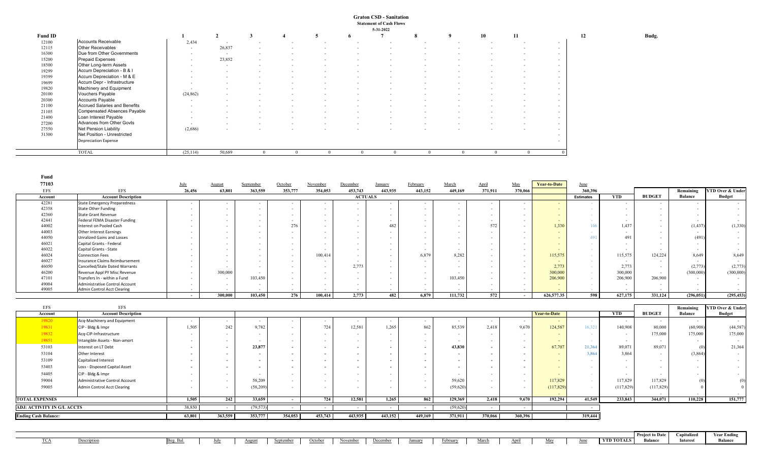# Graton CSD - Sanitation

**Statement of Cash Flows**

**5-31-2022**

| Fund ID | | 1 | 2 | 3 | 4 | 5 | 6 | 7 | 8 | 9 | 10 | 11 | | 12 | Budg. |
|---|---|---|---|---|---|---|---|---|---|---|---|---|---|---|---|
| 12100 | Accounts Receivable | 2,434 | - | - | - | - | - | - | - | - | - | - | - | | |
| 12115 | Other Receivables | - | 26,837 | - | - | - | - | - | - | - | - | - | - | | |
| 16300 | Due from Other Governments | - | - | - | - | - | - | - | - | - | - | - | - | | |
| 15200 | Prepaid Expenses | - | 23,852 | - | - | - | - | - | - | - | - | - | - | | |
| 18500 | Other Long-term Assets | - | - | - | - | - | - | - | - | - | - | - | - | | |
| 19299 | Accum Depreciation - B & I | - | - | - | - | - | - | - | - | - | - | - | - | | |
| 19399 | Accum Depreciation - M & E | - | - | - | - | - | - | - | - | - | - | - | - | | |
| 19699 | Accum Depr - Infrastructure | - | - | - | - | - | - | - | - | - | - | - | - | | |
| 19820 | Machinery and Equipment | - | - | - | - | - | - | - | - | - | - | - | - | | |
| 20100 | Vouchers Payable | (24,862) | - | - | - | - | - | - | - | - | - | - | - | | |
| 20300 | Accounts Payable | - | - | - | - | - | - | - | - | - | - | - | - | | |
| 21100 | Accrued Salaries and Benefits | - | - | - | - | - | - | - | - | - | - | - | - | | |
| 21105 | Compensated Absences Payable | - | - | - | - | - | - | - | - | - | - | - | - | | |
| 21400 | Loan Interest Payable | - | - | - | - | - | - | - | - | - | - | - | - | | |
| 27200 | Advances from Other Govts | - | - | - | - | - | - | - | - | - | - | - | - | | |
| 27550 | Net Pension Liability | (2,686) | - | - | - | - | - | - | - | - | - | - | - | | |
| 31300 | Net Position - Unrestricted | | | | | | | | | | | | - | | |
| | Depreciation Expense | | | | | | | | | | | | - | | |
| | TOTAL | (25,114) | 50,689 | 0 | 0 | 0 | 0 | 0 | 0 | 0 | 0 | 0 | 0 | | |

**Fund 77103**

| EFS | EFS | July | August | September | October | November | December | January | February | March | April | May | Year-to-Date | June | | | | |
|---|---|---|---|---|---|---|---|---|---|---|---|---|---|---|---|---|---|---|
| | | 26,456 | 63,801 | 363,559 | 353,777 | 354,053 | 453,743 | 443,935 | 443,152 | 449,169 | 371,911 | 370,066 | | 360,396 | | | Remaining | YTD Over & Under |
| Account | Account Description | | | | | | ACTUALS | | | | | | | Estimates | YTD | BUDGET | Balance | Budget |
| 42281 | State Emergency Preparedness | - | - | - | - | - | - | - | - | - | - | - | - | - | - | - | - | - |
| 42358 | State Other Funding | - | - | - | - | - | - | - | - | - | - | - | - | - | - | - | - | - |
| 42360 | State Grant Revenue | - | - | - | - | - | - | - | - | - | - | - | - | - | - | - | - | - |
| 42441 | Federal FEMA Disaster Funding | - | - | - | - | - | - | - | - | - | - | - | - | - | - | - | - | - |
| 44002 | Interest on Pooled Cash | - | - | - | 276 | - | - | 482 | - | - | 572 | - | 1,330 | 106 | 1,437 | - | (1,437) | (1,330) |
| 44003 | Other Interest Earnings | - | - | - | - | - | - | - | - | - | - | - | - | - | - | - | - | - |
| 44050 | Unralized Gains and Losses | - | - | - | - | - | - | - | - | - | - | - | - | 491 | 491 | - | (491) | - |
| 46021 | Capital Grants - Federal | - | - | - | - | - | - | - | - | - | - | - | - | - | - | - | - | - |
| 46022 | Capital Grants - State | - | - | - | - | - | - | - | - | - | - | - | - | - | - | - | - | - |
| 46024 | Connection Fees | - | - | - | - | 100,414 | - | - | 6,879 | 8,282 | - | - | 115,575 | - | 115,575 | 124,224 | 8,649 | 8,649 |
| 46027 | Insurance Claims Reimbursement | - | - | - | - | - | - | - | - | - | - | - | - | - | - | - | - | - |
| 46050 | Cancelled/Stale Dated Warrants | - | - | - | - | - | 2,773 | - | - | - | - | - | 2,773 | - | 2,773 | - | (2,773) | (2,773) |
| 46200 | Revenue Appl PY Misc Revenue | - | 300,000 | - | - | - | - | - | - | - | - | - | 300,000 | - | 300,000 | - | (300,000) | (300,000) |
| 47101 | Transfers In - within a Fund | - | - | 103,450 | - | - | - | - | - | 103,450 | - | - | 206,900 | - | 206,900 | 206,900 | - | - |
| 49004 | Administrative Control Account | - | - | - | - | - | - | - | - | - | - | - | - | - | - | - | - | - |
| 49005 | Admin Control Acct Clearing | - | - | - | - | - | - | - | - | - | - | - | - | - | - | - | - | - |
| | | - | 300,000 | 103,450 | 276 | 100,414 | 2,773 | 482 | 6,879 | 111,732 | 572 | - | 626,577.35 | 598 | 627,175 | 331,124 | (296,051) | (295,453) |

| EFS | EFS | | | | | | | | | | | | | | | | Remaining | YTD Over & Under |
|---|---|---|---|---|---|---|---|---|---|---|---|---|---|---|---|---|---|---|
| Account | Account Description | | | | | | | | | | | | Year-to-Date | | YTD | BUDGET | Balance | Budget |
| 19820 | Acq-Machinery and Equipment | - | - | - | - | - | - | - | - | - | - | - | - | - | - | - | - | - |
| 19831 | CIP - Bldg & Impr | 1,505 | 242 | 9,782 | - | 724 | 12,581 | 1,265 | 862 | 85,539 | 2,418 | 9,670 | 124,587 | 16,321 | 140,908 | 80,000 | (60,908) | (44,587) |
| 19832 | Acq-CIP-Infrastructure | - | - | - | - | - | - | - | - | - | - | - | - | - | - | 175,000 | 175,000 | 175,000 |
| 19851 | Intangible Assets - Non-amort | - | - | - | - | - | - | - | - | - | - | - | - | - | - | - | - | - |
| 53103 | Interest on LT Debt | - | - | 23,877 | - | - | - | - | - | 43,830 | - | - | 67,707 | 21,364 | 89,071 | 89,071 | (0) | 21,364 |
| 53104 | Other Interest | - | - | - | - | - | - | - | - | - | - | - | - | 3,864 | 3,864 | - | (3,864) | - |
| 53109 | Capitalized Interest | - | - | - | - | - | - | - | - | - | - | - | - | - | - | - | - | - |
| 53403 | Loss - Disposed Capital Asset | - | - | - | - | - | - | - | - | - | - | - | - | - | - | - | - | - |
| 54405 | CIP - Bldg & Impr | - | - | - | - | - | - | - | - | - | - | - | - | - | - | - | - | - |
| 59004 | Administrative Control Account | - | - | 58,209 | - | - | - | - | - | 59,620 | - | - | 117,829 | - | 117,829 | 117,829 | (0) | (0) |
| 59005 | Admin Control Acct Clearing | - | - | (58,209) | - | - | - | - | - | (59,620) | - | - | (117,829) | - | (117,829) | (117,829) | 0 | 0 |
| **TOTAL EXPENSES** | | 1,505 | 242 | 33,659 | - | 724 | 12,581 | 1,265 | 862 | 129,369 | 2,418 | 9,670 | 192,294 | 41,549 | 233,843 | 344,071 | 110,228 | 151,777 |
| **ADJ: ACTIVITY IN G/L ACCTS** | | 38,850 | - | (79,573) | - | - | - | - | - | (59,620) | - | - | | - | | | | |
| **Ending Cash Balance:** | | 63,801 | 363,559 | 353,777 | 354,053 | 453,743 | 443,935 | 443,152 | 449,169 | 371,911 | 370,066 | 360,396 | | 319,444 | | | | |

| TCA | Description | Beg. Bal. | July | August | September | October | November | December | January | February | March | April | May | June | YTD TOTALS | Project to Date Balance | Capitalized Interest | Year Ending Balance |
|---|---|---|---|---|---|---|---|---|---|---|---|---|---|---|---|---|---|---|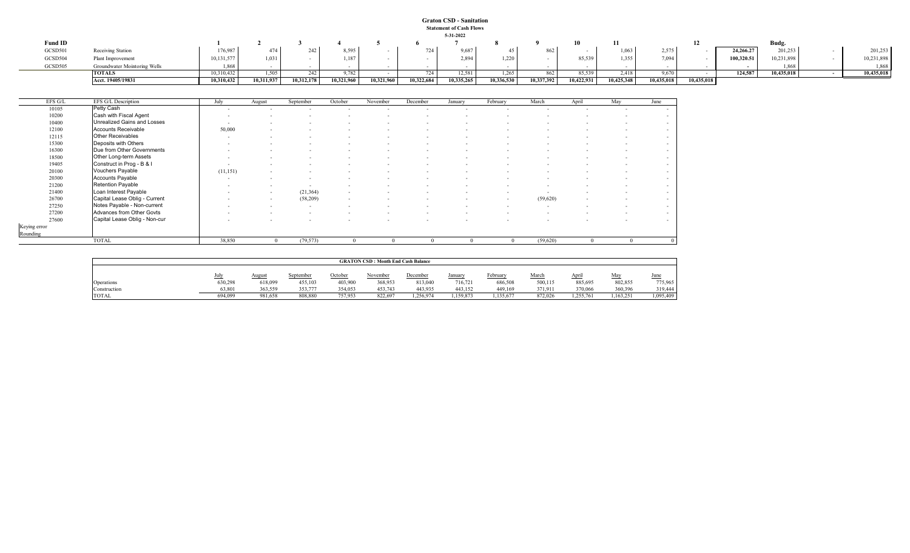# Graton CSD - Sanitation

**Statement of Cash Flows**

**5-31-2022**

| Fund ID | | 1 | 2 | 3 | 4 | 5 | 6 | 7 | 8 | 9 | 10 | 11 | | 12 | | Budg. | | |
|---|---|---|---|---|---|---|---|---|---|---|---|---|---|---|---|---|---|---|
| GCSD501 | Receiving Station | 176,987 | 474 | 242 | 8,595 | - | 724 | 9,687 | 45 | 862 | - | 1,063 | 2,575 | - | 24,266.27 | 201,253 | - | 201,253 |
| GCSD504 | Plant Improvement | 10,131,577 | 1,031 | - | 1,187 | - | - | 2,894 | 1,220 | - | 85,539 | 1,355 | 7,094 | - | 100,320.51 | 10,231,898 | - | 10,231,898 |
| GCSD505 | Groundwater Mointoring Wells | 1,868 | - | - | - | - | - | - | - | - | - | - | - | - | - | 1,868 | | 1,868 |
| | **TOTALS** | 10,310,432 | 1,505 | 242 | 9,782 | - | 724 | 12,581 | 1,265 | 862 | 85,539 | 2,418 | 9,670 | - | 124,587 | 10,435,018 | - | 10,435,018 |
| | **Acct. 19405/19831** | 10,310,432 | 10,311,937 | 10,312,178 | 10,321,960 | 10,321,960 | 10,322,684 | 10,335,265 | 10,336,530 | 10,337,392 | 10,422,931 | 10,425,348 | 10,435,018 | 10,435,018 | | | | |

| EFS G/L | EFS G/L Description | July | August | September | October | November | December | January | February | March | April | May | June |
|---|---|---|---|---|---|---|---|---|---|---|---|---|---|
| 10105 | Petty Cash | - | - | - | - | - | - | - | - | - | - | - | - |
| 10200 | Cash with Fiscal Agent | - | - | - | - | - | - | - | - | - | - | - | - |
| 10400 | Unrealized Gains and Losses | - | - | - | - | - | - | - | - | - | - | - | - |
| 12100 | Accounts Receivable | 50,000 | - | - | - | - | - | - | - | - | - | - | - |
| 12115 | Other Receivables | - | - | - | - | - | - | - | - | - | - | - | - |
| 15300 | Deposits with Others | - | - | - | - | - | - | - | - | - | - | - | - |
| 16300 | Due from Other Governments | - | - | - | - | - | - | - | - | - | - | - | - |
| 18500 | Other Long-term Assets | - | - | - | - | - | - | - | - | - | - | - | - |
| 19405 | Construct in Prog - B & I | - | - | - | - | - | - | - | - | - | - | - | - |
| 20100 | Vouchers Payable | (11,151) | - | - | - | - | - | - | - | - | - | - | - |
| 20300 | Accounts Payable | - | - | - | - | - | - | - | - | - | - | - | - |
| 21200 | Retention Payable | - | - | - | - | - | - | - | - | - | - | - | - |
| 21400 | Loan Interest Payable | - | - | (21,364) | - | - | - | - | - | - | - | - | - |
| 26700 | Capital Lease Oblig - Current | - | - | (58,209) | - | - | - | - | - | (59,620) | - | - | - |
| 27250 | Notes Payable - Non-current | - | - | - | - | - | - | - | - | - | - | - | - |
| 27200 | Advances from Other Govts | - | - | - | - | - | - | - | - | - | - | - | - |
| 27600 | Capital Lease Oblig - Non-cur | - | - | - | - | - | - | - | - | - | - | - | - |
| Keying error | | | | | | | | | | | | | |
| Rounding | | | | | | | | | | | | | |
| | TOTAL | 38,850 | 0 | (79,573) | 0 | 0 | 0 | 0 | 0 | (59,620) | 0 | 0 | 0 |

**GRATON CSD : Month End Cash Balance**

| | July | August | September | October | November | December | January | February | March | April | May | June |
|---|---|---|---|---|---|---|---|---|---|---|---|---|
| Operations | 630,298 | 618,099 | 455,103 | 403,900 | 368,953 | 813,040 | 716,721 | 686,508 | 500,115 | 885,695 | 802,855 | 775,965 |
| Construction | 63,801 | 363,559 | 353,777 | 354,053 | 453,743 | 443,935 | 443,152 | 449,169 | 371,911 | 370,066 | 360,396 | 319,444 |
| TOTAL | 694,099 | 981,658 | 808,880 | 757,953 | 822,697 | 1,256,974 | 1,159,873 | 1,135,677 | 872,026 | 1,255,761 | 1,163,251 | 1,095,409 |